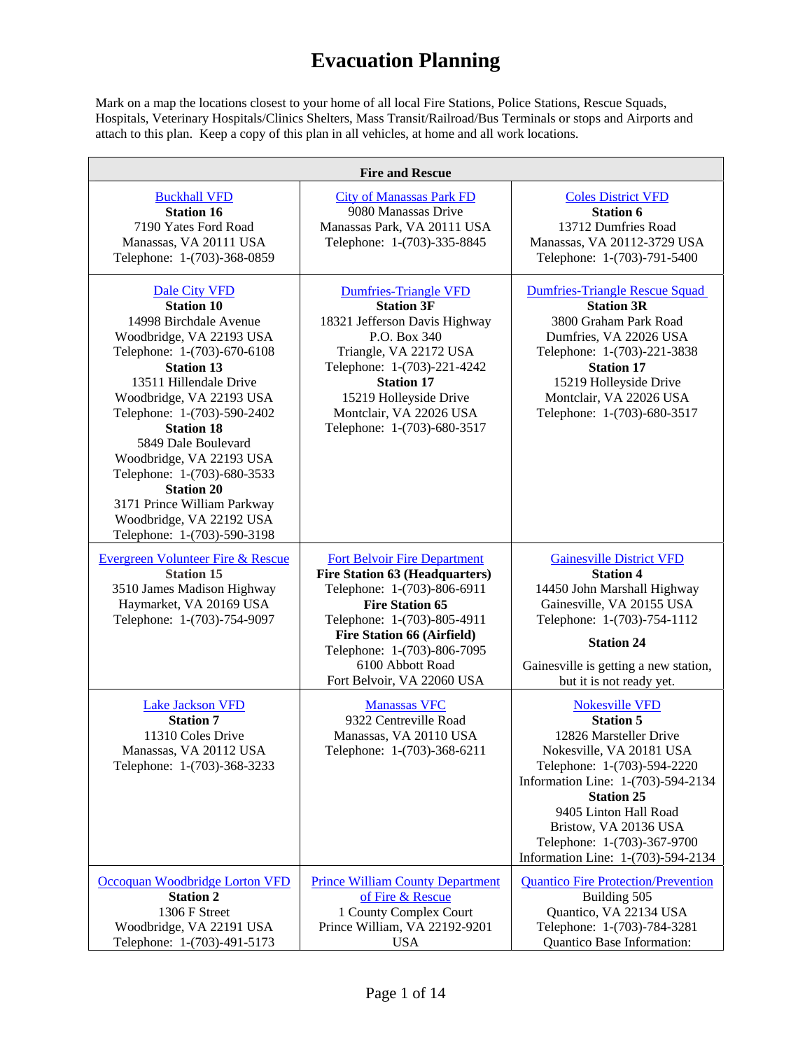# Evacuation Planning

Mark on a map the locations closest to your home of all local Fire Stations, Police Stations, Rescue Squads, Hospitals, Veterinary Hospitals/Clinics Shelters, Mass Transit/Railroad/Bus Terminals or stops and Airports and attach to this plan. Keep a copy of this plan in all vehicles, at home and all work locations.

| Fire and Rescue | | |
|---|---|---|
| Buckhall VFD<br>**Station 16**<br>7190 Yates Ford Road<br>Manassas, VA 20111 USA<br>Telephone: 1-(703)-368-0859 | City of Manassas Park FD<br>9080 Manassas Drive<br>Manassas Park, VA 20111 USA<br>Telephone: 1-(703)-335-8845 | Coles District VFD<br>**Station 6**<br>13712 Dumfries Road<br>Manassas, VA 20112-3729 USA<br>Telephone: 1-(703)-791-5400 |
| Dale City VFD<br>**Station 10**<br>14998 Birchdale Avenue<br>Woodbridge, VA 22193 USA<br>Telephone: 1-(703)-670-6108<br>**Station 13**<br>13511 Hillendale Drive<br>Woodbridge, VA 22193 USA<br>Telephone: 1-(703)-590-2402<br>**Station 18**<br>5849 Dale Boulevard<br>Woodbridge, VA 22193 USA<br>Telephone: 1-(703)-680-3533<br>**Station 20**<br>3171 Prince William Parkway<br>Woodbridge, VA 22192 USA<br>Telephone: 1-(703)-590-3198 | Dumfries-Triangle VFD<br>**Station 3F**<br>18321 Jefferson Davis Highway<br>P.O. Box 340<br>Triangle, VA 22172 USA<br>Telephone: 1-(703)-221-4242<br>**Station 17**<br>15219 Holleyside Drive<br>Montclair, VA 22026 USA<br>Telephone: 1-(703)-680-3517 | Dumfries-Triangle Rescue Squad<br>**Station 3R**<br>3800 Graham Park Road<br>Dumfries, VA 22026 USA<br>Telephone: 1-(703)-221-3838<br>**Station 17**<br>15219 Holleyside Drive<br>Montclair, VA 22026 USA<br>Telephone: 1-(703)-680-3517 |
| Evergreen Volunteer Fire & Rescue<br>**Station 15**<br>3510 James Madison Highway<br>Haymarket, VA 20169 USA<br>Telephone: 1-(703)-754-9097 | Fort Belvoir Fire Department<br>**Fire Station 63 (Headquarters)**<br>Telephone: 1-(703)-806-6911<br>**Fire Station 65**<br>Telephone: 1-(703)-805-4911<br>**Fire Station 66 (Airfield)**<br>Telephone: 1-(703)-806-7095<br>6100 Abbott Road<br>Fort Belvoir, VA 22060 USA | Gainesville District VFD<br>**Station 4**<br>14450 John Marshall Highway<br>Gainesville, VA 20155 USA<br>Telephone: 1-(703)-754-1112<br>**Station 24**<br>Gainesville is getting a new station, but it is not ready yet. |
| Lake Jackson VFD<br>**Station 7**<br>11310 Coles Drive<br>Manassas, VA 20112 USA<br>Telephone: 1-(703)-368-3233 | Manassas VFC<br>9322 Centreville Road<br>Manassas, VA 20110 USA<br>Telephone: 1-(703)-368-6211 | Nokesville VFD<br>**Station 5**<br>12826 Marsteller Drive<br>Nokesville, VA 20181 USA<br>Telephone: 1-(703)-594-2220<br>Information Line: 1-(703)-594-2134<br>**Station 25**<br>9405 Linton Hall Road<br>Bristow, VA 20136 USA<br>Telephone: 1-(703)-367-9700<br>Information Line: 1-(703)-594-2134 |
| Occoquan Woodbridge Lorton VFD<br>**Station 2**<br>1306 F Street<br>Woodbridge, VA 22191 USA<br>Telephone: 1-(703)-491-5173 | Prince William County Department of Fire & Rescue<br>1 County Complex Court<br>Prince William, VA 22192-9201 USA | Quantico Fire Protection/Prevention<br>Building 505<br>Quantico, VA 22134 USA<br>Telephone: 1-(703)-784-3281<br>Quantico Base Information: |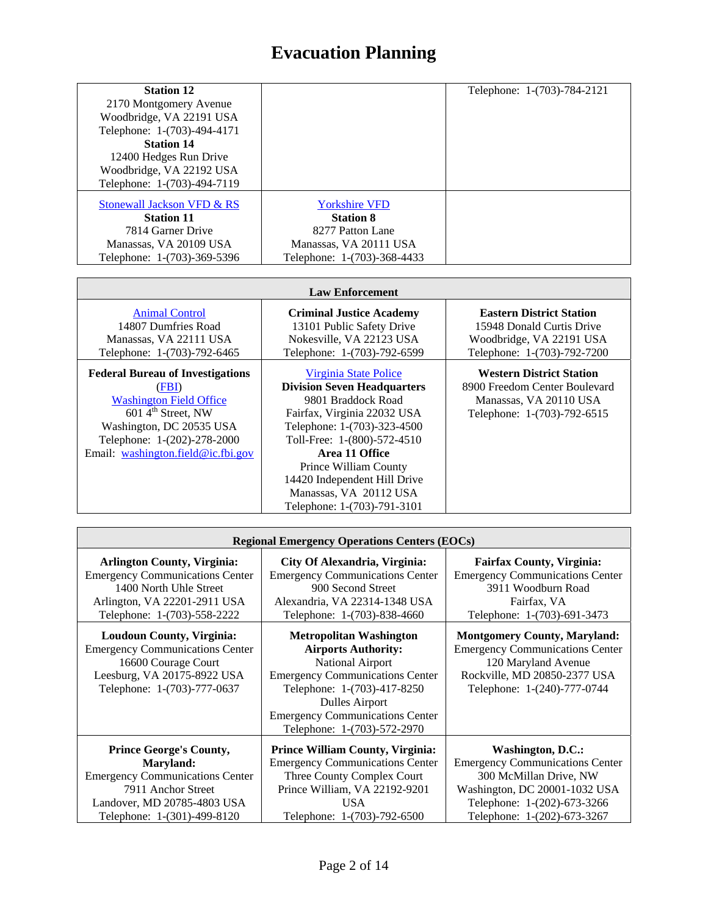# Evacuation Planning

| | | |
|---|---|---|
| **Station 12**<br>2170 Montgomery Avenue<br>Woodbridge, VA 22191 USA<br>Telephone: 1-(703)-494-4171<br>**Station 14**<br>12400 Hedges Run Drive<br>Woodbridge, VA 22192 USA<br>Telephone: 1-(703)-494-7119 | | Telephone: 1-(703)-784-2121 |
| Stonewall Jackson VFD & RS<br>**Station 11**<br>7814 Garner Drive<br>Manassas, VA 20109 USA<br>Telephone: 1-(703)-369-5396 | Yorkshire VFD<br>**Station 8**<br>8277 Patton Lane<br>Manassas, VA 20111 USA<br>Telephone: 1-(703)-368-4433 | |

| **Law Enforcement** | | |
|---|---|---|
| Animal Control<br>14807 Dumfries Road<br>Manassas, VA 22111 USA<br>Telephone: 1-(703)-792-6465 | **Criminal Justice Academy**<br>13101 Public Safety Drive<br>Nokesville, VA 22123 USA<br>Telephone: 1-(703)-792-6599 | **Eastern District Station**<br>15948 Donald Curtis Drive<br>Woodbridge, VA 22191 USA<br>Telephone: 1-(703)-792-7200 |
| **Federal Bureau of Investigations** (FBI)<br>Washington Field Office<br>601 4th Street, NW<br>Washington, DC 20535 USA<br>Telephone: 1-(202)-278-2000<br>Email: washington.field@ic.fbi.gov | Virginia State Police<br>**Division Seven Headquarters**<br>9801 Braddock Road<br>Fairfax, Virginia 22032 USA<br>Telephone: 1-(703)-323-4500<br>Toll-Free: 1-(800)-572-4510<br>**Area 11 Office**<br>Prince William County<br>14420 Independent Hill Drive<br>Manassas, VA 20112 USA<br>Telephone: 1-(703)-791-3101 | **Western District Station**<br>8900 Freedom Center Boulevard<br>Manassas, VA 20110 USA<br>Telephone: 1-(703)-792-6515 |

| **Regional Emergency Operations Centers (EOCs)** | | |
|---|---|---|
| **Arlington County, Virginia:**<br>Emergency Communications Center<br>1400 North Uhle Street<br>Arlington, VA 22201-2911 USA<br>Telephone: 1-(703)-558-2222 | **City Of Alexandria, Virginia:**<br>Emergency Communications Center<br>900 Second Street<br>Alexandria, VA 22314-1348 USA<br>Telephone: 1-(703)-838-4660 | **Fairfax County, Virginia:**<br>Emergency Communications Center<br>3911 Woodburn Road<br>Fairfax, VA<br>Telephone: 1-(703)-691-3473 |
| **Loudoun County, Virginia:**<br>Emergency Communications Center<br>16600 Courage Court<br>Leesburg, VA 20175-8922 USA<br>Telephone: 1-(703)-777-0637 | **Metropolitan Washington Airports Authority:**<br>National Airport<br>Emergency Communications Center<br>Telephone: 1-(703)-417-8250<br>Dulles Airport<br>Emergency Communications Center<br>Telephone: 1-(703)-572-2970 | **Montgomery County, Maryland:**<br>Emergency Communications Center<br>120 Maryland Avenue<br>Rockville, MD 20850-2377 USA<br>Telephone: 1-(240)-777-0744 |
| **Prince George's County, Maryland:**<br>Emergency Communications Center<br>7911 Anchor Street<br>Landover, MD 20785-4803 USA<br>Telephone: 1-(301)-499-8120 | **Prince William County, Virginia:**<br>Emergency Communications Center<br>Three County Complex Court<br>Prince William, VA 22192-9201 USA<br>Telephone: 1-(703)-792-6500 | **Washington, D.C.:**<br>Emergency Communications Center<br>300 McMillan Drive, NW<br>Washington, DC 20001-1032 USA<br>Telephone: 1-(202)-673-3266<br>Telephone: 1-(202)-673-3267 |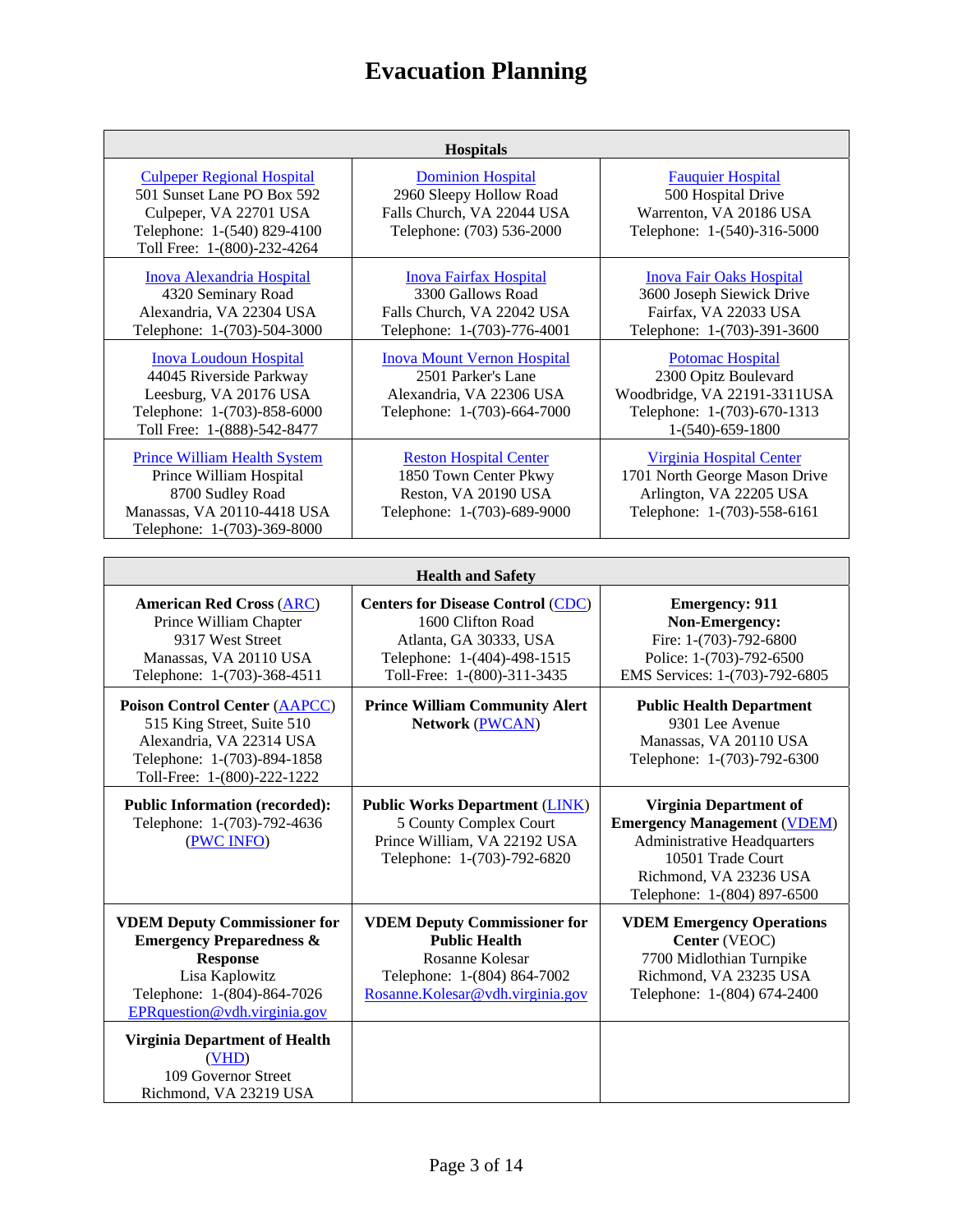# Evacuation Planning

| Hospitals | | |
|---|---|---|
| Culpeper Regional Hospital<br>501 Sunset Lane PO Box 592<br>Culpeper, VA 22701 USA<br>Telephone: 1-(540) 829-4100<br>Toll Free: 1-(800)-232-4264 | Dominion Hospital<br>2960 Sleepy Hollow Road<br>Falls Church, VA 22044 USA<br>Telephone: (703) 536-2000 | Fauquier Hospital<br>500 Hospital Drive<br>Warrenton, VA 20186 USA<br>Telephone: 1-(540)-316-5000 |
| Inova Alexandria Hospital<br>4320 Seminary Road<br>Alexandria, VA 22304 USA<br>Telephone: 1-(703)-504-3000 | Inova Fairfax Hospital<br>3300 Gallows Road<br>Falls Church, VA 22042 USA<br>Telephone: 1-(703)-776-4001 | Inova Fair Oaks Hospital<br>3600 Joseph Siewick Drive<br>Fairfax, VA 22033 USA<br>Telephone: 1-(703)-391-3600 |
| Inova Loudoun Hospital<br>44045 Riverside Parkway<br>Leesburg, VA 20176 USA<br>Telephone: 1-(703)-858-6000<br>Toll Free: 1-(888)-542-8477 | Inova Mount Vernon Hospital<br>2501 Parker's Lane<br>Alexandria, VA 22306 USA<br>Telephone: 1-(703)-664-7000 | Potomac Hospital<br>2300 Opitz Boulevard<br>Woodbridge, VA 22191-3311USA<br>Telephone: 1-(703)-670-1313<br>1-(540)-659-1800 |
| Prince William Health System<br>Prince William Hospital<br>8700 Sudley Road<br>Manassas, VA 20110-4418 USA<br>Telephone: 1-(703)-369-8000 | Reston Hospital Center<br>1850 Town Center Pkwy<br>Reston, VA 20190 USA<br>Telephone: 1-(703)-689-9000 | Virginia Hospital Center<br>1701 North George Mason Drive<br>Arlington, VA 22205 USA<br>Telephone: 1-(703)-558-6161 |

| Health and Safety | | |
|---|---|---|
| **American Red Cross** (ARC)<br>Prince William Chapter<br>9317 West Street<br>Manassas, VA 20110 USA<br>Telephone: 1-(703)-368-4511 | **Centers for Disease Control** (CDC)<br>1600 Clifton Road<br>Atlanta, GA 30333, USA<br>Telephone: 1-(404)-498-1515<br>Toll-Free: 1-(800)-311-3435 | **Emergency: 911**<br>**Non-Emergency:**<br>Fire: 1-(703)-792-6800<br>Police: 1-(703)-792-6500<br>EMS Services: 1-(703)-792-6805 |
| **Poison Control Center** (AAPCC)<br>515 King Street, Suite 510<br>Alexandria, VA 22314 USA<br>Telephone: 1-(703)-894-1858<br>Toll-Free: 1-(800)-222-1222 | **Prince William Community Alert Network** (PWCAN) | **Public Health Department**<br>9301 Lee Avenue<br>Manassas, VA 20110 USA<br>Telephone: 1-(703)-792-6300 |
| **Public Information (recorded):**<br>Telephone: 1-(703)-792-4636<br>(PWC INFO) | **Public Works Department** (LINK)<br>5 County Complex Court<br>Prince William, VA 22192 USA<br>Telephone: 1-(703)-792-6820 | **Virginia Department of Emergency Management** (VDEM)<br>Administrative Headquarters<br>10501 Trade Court<br>Richmond, VA 23236 USA<br>Telephone: 1-(804) 897-6500 |
| **VDEM Deputy Commissioner for Emergency Preparedness & Response**<br>Lisa Kaplowitz<br>Telephone: 1-(804)-864-7026<br>EPRquestion@vdh.virginia.gov | **VDEM Deputy Commissioner for Public Health**<br>Rosanne Kolesar<br>Telephone: 1-(804) 864-7002<br>Rosanne.Kolesar@vdh.virginia.gov | **VDEM Emergency Operations Center** (VEOC)<br>7700 Midlothian Turnpike<br>Richmond, VA 23235 USA<br>Telephone: 1-(804) 674-2400 |
| **Virginia Department of Health** (VHD)<br>109 Governor Street<br>Richmond, VA 23219 USA | | |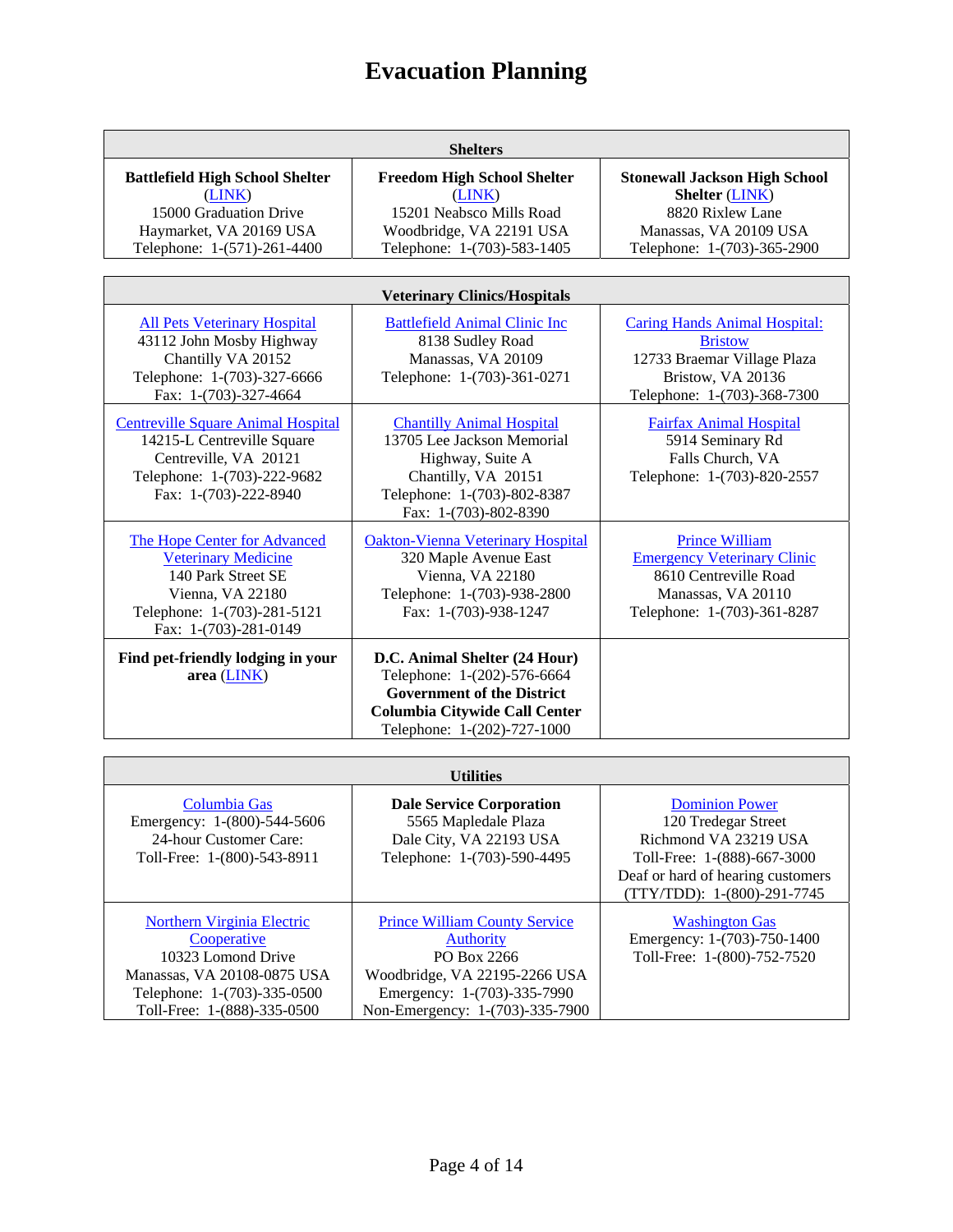# Evacuation Planning

| Shelters | | |
|---|---|---|
| **Battlefield High School Shelter** (LINK)<br>15000 Graduation Drive<br>Haymarket, VA 20169 USA<br>Telephone: 1-(571)-261-4400 | **Freedom High School Shelter** (LINK)<br>15201 Neabsco Mills Road<br>Woodbridge, VA 22191 USA<br>Telephone: 1-(703)-583-1405 | **Stonewall Jackson High School Shelter** (LINK)<br>8820 Rixlew Lane<br>Manassas, VA 20109 USA<br>Telephone: 1-(703)-365-2900 |

| Veterinary Clinics/Hospitals | | |
|---|---|---|
| All Pets Veterinary Hospital<br>43112 John Mosby Highway<br>Chantilly VA 20152<br>Telephone: 1-(703)-327-6666<br>Fax: 1-(703)-327-4664 | Battlefield Animal Clinic Inc<br>8138 Sudley Road<br>Manassas, VA 20109<br>Telephone: 1-(703)-361-0271 | Caring Hands Animal Hospital: Bristow<br>12733 Braemar Village Plaza<br>Bristow, VA 20136<br>Telephone: 1-(703)-368-7300 |
| Centreville Square Animal Hospital<br>14215-L Centreville Square<br>Centreville, VA 20121<br>Telephone: 1-(703)-222-9682<br>Fax: 1-(703)-222-8940 | Chantilly Animal Hospital<br>13705 Lee Jackson Memorial Highway, Suite A<br>Chantilly, VA 20151<br>Telephone: 1-(703)-802-8387<br>Fax: 1-(703)-802-8390 | Fairfax Animal Hospital<br>5914 Seminary Rd<br>Falls Church, VA<br>Telephone: 1-(703)-820-2557 |
| The Hope Center for Advanced Veterinary Medicine<br>140 Park Street SE<br>Vienna, VA 22180<br>Telephone: 1-(703)-281-5121<br>Fax: 1-(703)-281-0149 | Oakton-Vienna Veterinary Hospital<br>320 Maple Avenue East<br>Vienna, VA 22180<br>Telephone: 1-(703)-938-2800<br>Fax: 1-(703)-938-1247 | Prince William Emergency Veterinary Clinic<br>8610 Centreville Road<br>Manassas, VA 20110<br>Telephone: 1-(703)-361-8287 |
| **Find pet-friendly lodging in your area** (LINK) | **D.C. Animal Shelter (24 Hour)**<br>Telephone: 1-(202)-576-6664<br>**Government of the District Columbia Citywide Call Center**<br>Telephone: 1-(202)-727-1000 | |

| Utilities | | |
|---|---|---|
| Columbia Gas<br>Emergency: 1-(800)-544-5606<br>24-hour Customer Care:<br>Toll-Free: 1-(800)-543-8911 | **Dale Service Corporation**<br>5565 Mapledale Plaza<br>Dale City, VA 22193 USA<br>Telephone: 1-(703)-590-4495 | Dominion Power<br>120 Tredegar Street<br>Richmond VA 23219 USA<br>Toll-Free: 1-(888)-667-3000<br>Deaf or hard of hearing customers (TTY/TDD): 1-(800)-291-7745 |
| Northern Virginia Electric Cooperative<br>10323 Lomond Drive<br>Manassas, VA 20108-0875 USA<br>Telephone: 1-(703)-335-0500<br>Toll-Free: 1-(888)-335-0500 | Prince William County Service Authority<br>PO Box 2266<br>Woodbridge, VA 22195-2266 USA<br>Emergency: 1-(703)-335-7990<br>Non-Emergency: 1-(703)-335-7900 | Washington Gas<br>Emergency: 1-(703)-750-1400<br>Toll-Free: 1-(800)-752-7520 |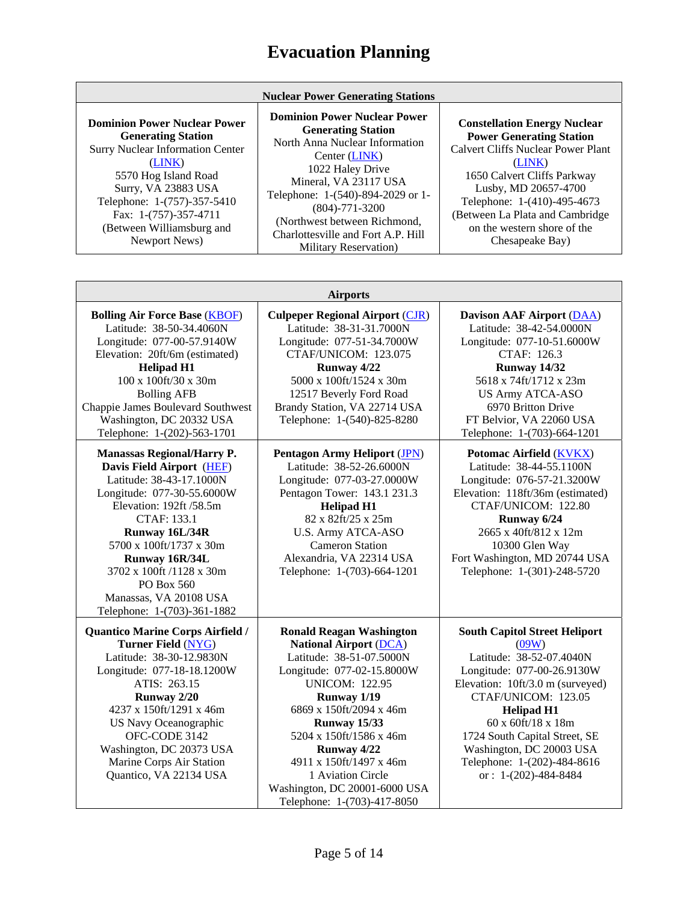# Evacuation Planning

| Nuclear Power Generating Stations | | |
|---|---|---|
| **Dominion Power Nuclear Power Generating Station**<br>Surry Nuclear Information Center (LINK)<br>5570 Hog Island Road<br>Surry, VA 23883 USA<br>Telephone: 1-(757)-357-5410<br>Fax: 1-(757)-357-4711<br>(Between Williamsburg and Newport News) | **Dominion Power Nuclear Power Generating Station**<br>North Anna Nuclear Information Center (LINK)<br>1022 Haley Drive<br>Mineral, VA 23117 USA<br>Telephone: 1-(540)-894-2029 or 1-(804)-771-3200<br>(Northwest between Richmond, Charlottesville and Fort A.P. Hill Military Reservation) | **Constellation Energy Nuclear Power Generating Station**<br>Calvert Cliffs Nuclear Power Plant (LINK)<br>1650 Calvert Cliffs Parkway<br>Lusby, MD 20657-4700<br>Telephone: 1-(410)-495-4673<br>(Between La Plata and Cambridge on the western shore of the Chesapeake Bay) |

| Airports | | |
|---|---|---|
| **Bolling Air Force Base** (KBOF)<br>Latitude: 38-50-34.4060N<br>Longitude: 077-00-57.9140W<br>Elevation: 20ft/6m (estimated)<br>**Helipad H1**<br>100 x 100ft/30 x 30m<br>Bolling AFB<br>Chappie James Boulevard Southwest<br>Washington, DC 20332 USA<br>Telephone: 1-(202)-563-1701 | **Culpeper Regional Airport** (CJR)<br>Latitude: 38-31-31.7000N<br>Longitude: 077-51-34.7000W<br>CTAF/UNICOM: 123.075<br>**Runway 4/22**<br>5000 x 100ft/1524 x 30m<br>12517 Beverly Ford Road<br>Brandy Station, VA 22714 USA<br>Telephone: 1-(540)-825-8280 | **Davison AAF Airport** (DAA)<br>Latitude: 38-42-54.0000N<br>Longitude: 077-10-51.6000W<br>CTAF: 126.3<br>**Runway 14/32**<br>5618 x 74ft/1712 x 23m<br>US Army ATCA-ASO<br>6970 Britton Drive<br>FT Belvior, VA 22060 USA<br>Telephone: 1-(703)-664-1201 |
| **Manassas Regional/Harry P. Davis Field Airport** (HEF)<br>Latitude: 38-43-17.1000N<br>Longitude: 077-30-55.6000W<br>Elevation: 192ft /58.5m<br>CTAF: 133.1<br>**Runway 16L/34R**<br>5700 x 100ft/1737 x 30m<br>**Runway 16R/34L**<br>3702 x 100ft /1128 x 30m<br>PO Box 560<br>Manassas, VA 20108 USA<br>Telephone: 1-(703)-361-1882 | **Pentagon Army Heliport** (JPN)<br>Latitude: 38-52-26.6000N<br>Longitude: 077-03-27.0000W<br>Pentagon Tower: 143.1 231.3<br>**Helipad H1**<br>82 x 82ft/25 x 25m<br>U.S. Army ATCA-ASO<br>Cameron Station<br>Alexandria, VA 22314 USA<br>Telephone: 1-(703)-664-1201 | **Potomac Airfield** (KVKX)<br>Latitude: 38-44-55.1100N<br>Longitude: 076-57-21.3200W<br>Elevation: 118ft/36m (estimated)<br>CTAF/UNICOM: 122.80<br>**Runway 6/24**<br>2665 x 40ft/812 x 12m<br>10300 Glen Way<br>Fort Washington, MD 20744 USA<br>Telephone: 1-(301)-248-5720 |
| **Quantico Marine Corps Airfield / Turner Field** (NYG)<br>Latitude: 38-30-12.9830N<br>Longitude: 077-18-18.1200W<br>ATIS: 263.15<br>**Runway 2/20**<br>4237 x 150ft/1291 x 46m<br>US Navy Oceanographic<br>OFC-CODE 3142<br>Washington, DC 20373 USA<br>Marine Corps Air Station<br>Quantico, VA 22134 USA | **Ronald Reagan Washington National Airport** (DCA)<br>Latitude: 38-51-07.5000N<br>Longitude: 077-02-15.8000W<br>UNICOM: 122.95<br>**Runway 1/19**<br>6869 x 150ft/2094 x 46m<br>**Runway 15/33**<br>5204 x 150ft/1586 x 46m<br>**Runway 4/22**<br>4911 x 150ft/1497 x 46m<br>1 Aviation Circle<br>Washington, DC 20001-6000 USA<br>Telephone: 1-(703)-417-8050 | **South Capitol Street Heliport** (09W)<br>Latitude: 38-52-07.4040N<br>Longitude: 077-00-26.9130W<br>Elevation: 10ft/3.0 m (surveyed)<br>CTAF/UNICOM: 123.05<br>**Helipad H1**<br>60 x 60ft/18 x 18m<br>1724 South Capital Street, SE<br>Washington, DC 20003 USA<br>Telephone: 1-(202)-484-8616<br>or : 1-(202)-484-8484 |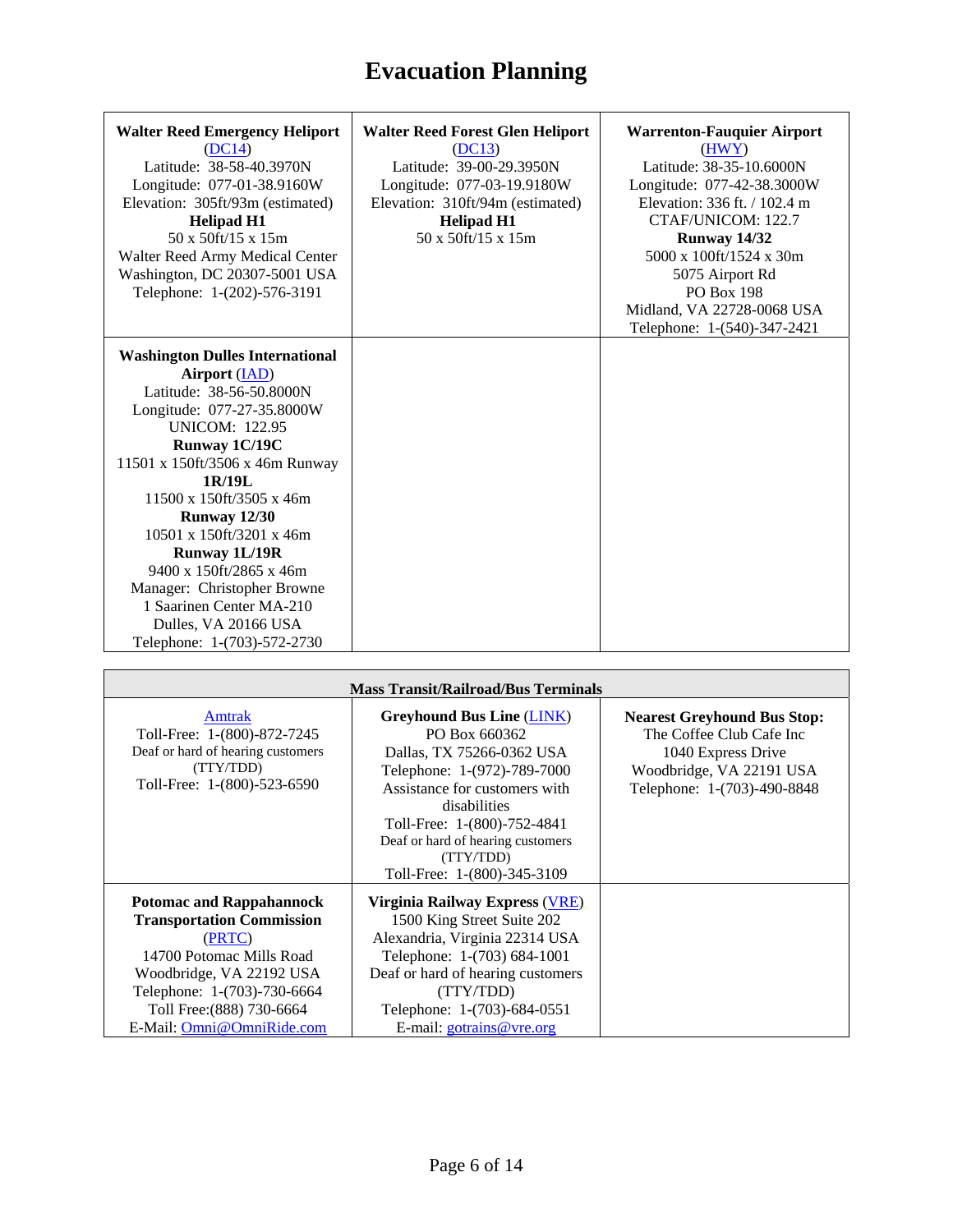# Evacuation Planning

| | | |
|---|---|---|
| **Walter Reed Emergency Heliport** (DC14)<br>Latitude: 38-58-40.3970N<br>Longitude: 077-01-38.9160W<br>Elevation: 305ft/93m (estimated)<br>**Helipad H1**<br>50 x 50ft/15 x 15m<br>Walter Reed Army Medical Center<br>Washington, DC 20307-5001 USA<br>Telephone: 1-(202)-576-3191 | **Walter Reed Forest Glen Heliport** (DC13)<br>Latitude: 39-00-29.3950N<br>Longitude: 077-03-19.9180W<br>Elevation: 310ft/94m (estimated)<br>**Helipad H1**<br>50 x 50ft/15 x 15m | **Warrenton-Fauquier Airport** (HWY)<br>Latitude: 38-35-10.6000N<br>Longitude: 077-42-38.3000W<br>Elevation: 336 ft. / 102.4 m<br>CTAF/UNICOM: 122.7<br>**Runway 14/32**<br>5000 x 100ft/1524 x 30m<br>5075 Airport Rd<br>PO Box 198<br>Midland, VA 22728-0068 USA<br>Telephone: 1-(540)-347-2421 |
| **Washington Dulles International Airport** (IAD)<br>Latitude: 38-56-50.8000N<br>Longitude: 077-27-35.8000W<br>UNICOM: 122.95<br>**Runway 1C/19C**<br>11501 x 150ft/3506 x 46m<br>**Runway 1R/19L**<br>11500 x 150ft/3505 x 46m<br>**Runway 12/30**<br>10501 x 150ft/3201 x 46m<br>**Runway 1L/19R**<br>9400 x 150ft/2865 x 46m<br>Manager: Christopher Browne<br>1 Saarinen Center MA-210<br>Dulles, VA 20166 USA<br>Telephone: 1-(703)-572-2730 | | |

| **Mass Transit/Railroad/Bus Terminals** | | |
|---|---|---|
| Amtrak<br>Toll-Free: 1-(800)-872-7245<br>Deaf or hard of hearing customers (TTY/TDD)<br>Toll-Free: 1-(800)-523-6590 | **Greyhound Bus Line** (LINK)<br>PO Box 660362<br>Dallas, TX 75266-0362 USA<br>Telephone: 1-(972)-789-7000<br>Assistance for customers with disabilities<br>Toll-Free: 1-(800)-752-4841<br>Deaf or hard of hearing customers (TTY/TDD)<br>Toll-Free: 1-(800)-345-3109 | **Nearest Greyhound Bus Stop:**<br>The Coffee Club Cafe Inc<br>1040 Express Drive<br>Woodbridge, VA 22191 USA<br>Telephone: 1-(703)-490-8848 |
| **Potomac and Rappahannock Transportation Commission** (PRTC)<br>14700 Potomac Mills Road<br>Woodbridge, VA 22192 USA<br>Telephone: 1-(703)-730-6664<br>Toll Free:(888) 730-6664<br>E-Mail: Omni@OmniRide.com | **Virginia Railway Express** (VRE)<br>1500 King Street Suite 202<br>Alexandria, Virginia 22314 USA<br>Telephone: 1-(703) 684-1001<br>Deaf or hard of hearing customers (TTY/TDD)<br>Telephone: 1-(703)-684-0551<br>E-mail: gotrains@vre.org | |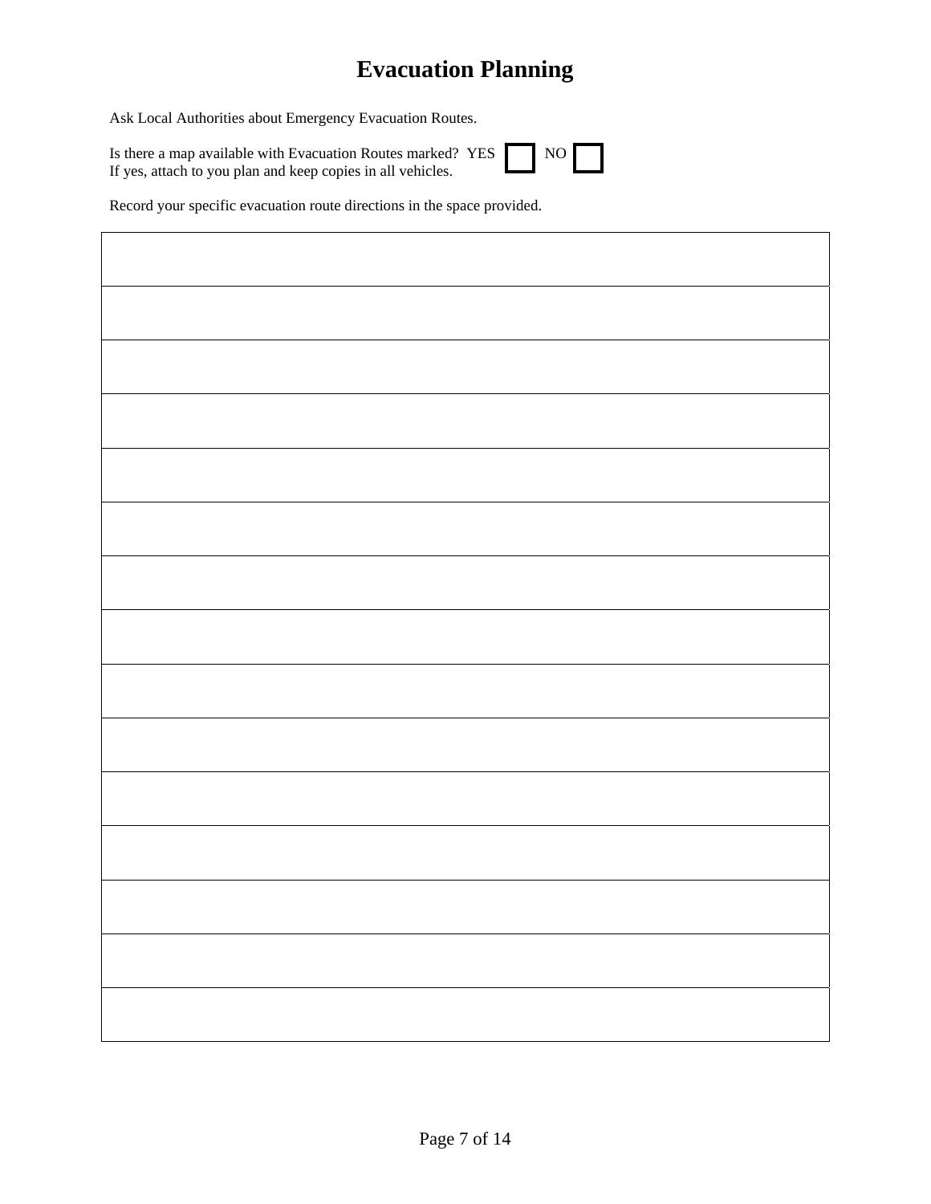# Evacuation Planning

Ask Local Authorities about Emergency Evacuation Routes.

Is there a map available with Evacuation Routes marked? YES ☐ NO ☐
If yes, attach to you plan and keep copies in all vehicles.

Record your specific evacuation route directions in the space provided.

| |
|---|
| |
| |
| |
| |
| |
| |
| |
| |
| |
| |
| |
| |
| |
| |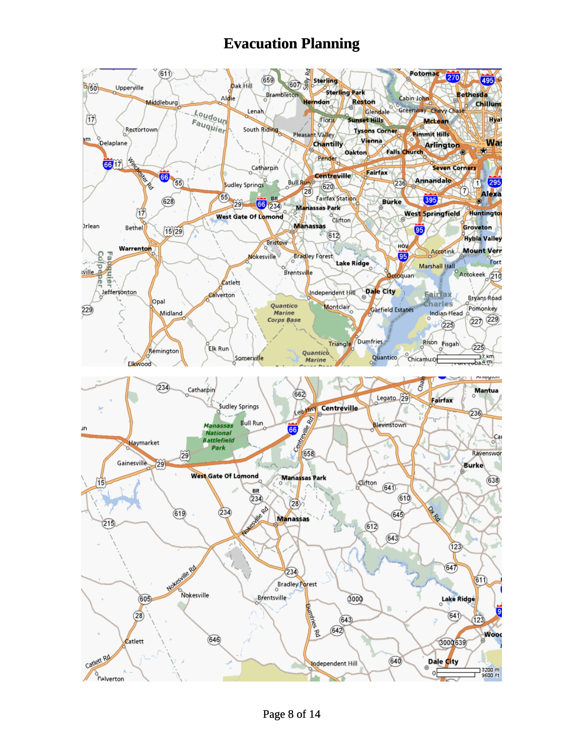# Evacuation Planning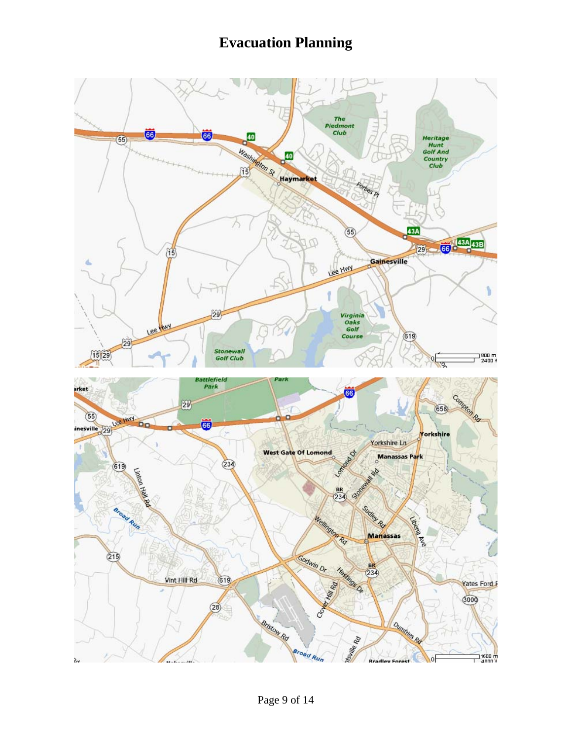# Evacuation Planning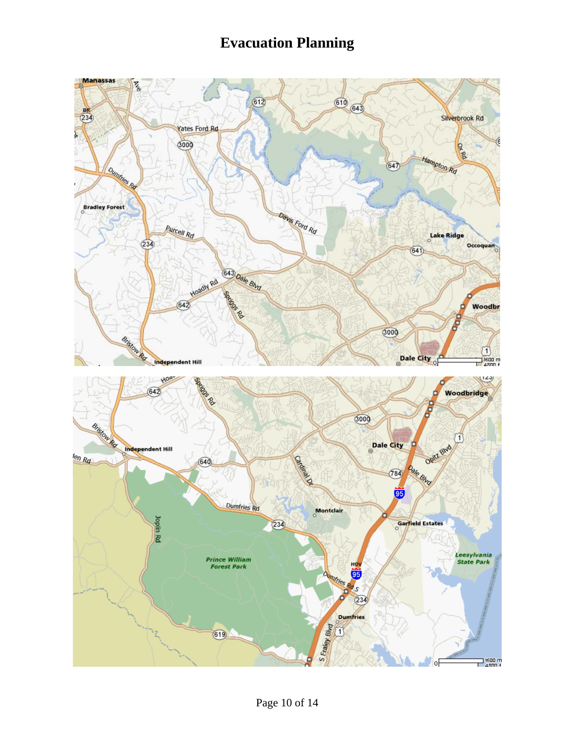# Evacuation Planning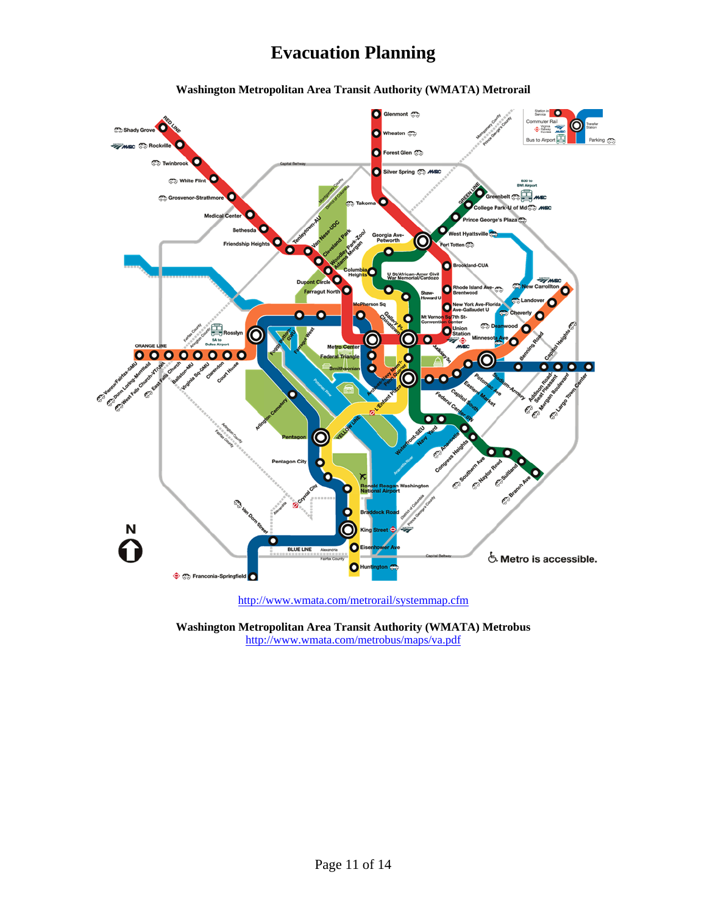# Evacuation Planning

**Washington Metropolitan Area Transit Authority (WMATA) Metrorail**

http://www.wmata.com/metrorail/systemmap.cfm

**Washington Metropolitan Area Transit Authority (WMATA) Metrobus**

http://www.wmata.com/metrobus/maps/va.pdf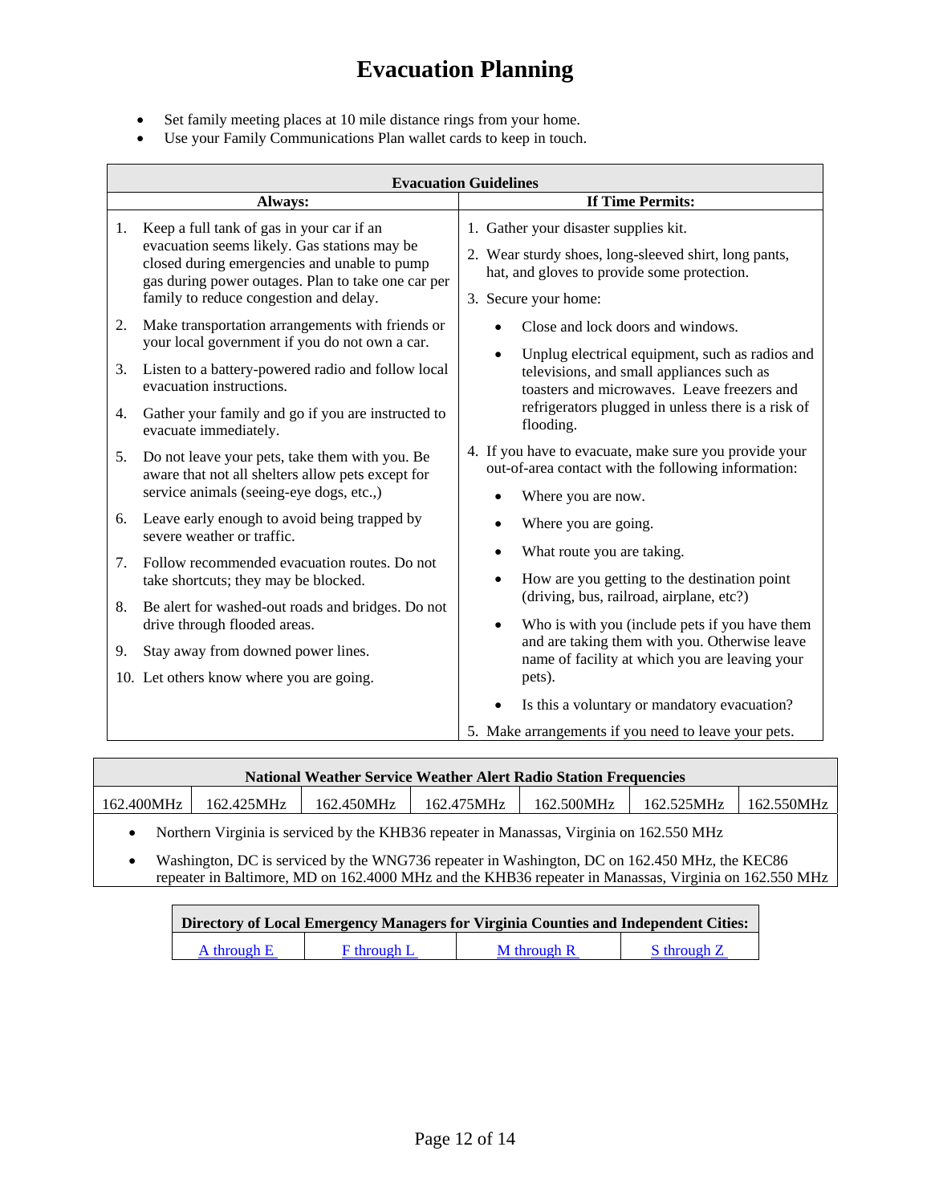# Evacuation Planning

- Set family meeting places at 10 mile distance rings from your home.
- Use your Family Communications Plan wallet cards to keep in touch.

**Evacuation Guidelines**

| Always: | If Time Permits: |
|---|---|
| 1. Keep a full tank of gas in your car if an evacuation seems likely. Gas stations may be closed during emergencies and unable to pump gas during power outages. Plan to take one car per family to reduce congestion and delay.<br>2. Make transportation arrangements with friends or your local government if you do not own a car.<br>3. Listen to a battery-powered radio and follow local evacuation instructions.<br>4. Gather your family and go if you are instructed to evacuate immediately.<br>5. Do not leave your pets, take them with you. Be aware that not all shelters allow pets except for service animals (seeing-eye dogs, etc.,)<br>6. Leave early enough to avoid being trapped by severe weather or traffic.<br>7. Follow recommended evacuation routes. Do not take shortcuts; they may be blocked.<br>8. Be alert for washed-out roads and bridges. Do not drive through flooded areas.<br>9. Stay away from downed power lines.<br>10. Let others know where you are going. | 1. Gather your disaster supplies kit.<br>2. Wear sturdy shoes, long-sleeved shirt, long pants, hat, and gloves to provide some protection.<br>3. Secure your home:<br>• Close and lock doors and windows.<br>• Unplug electrical equipment, such as radios and televisions, and small appliances such as toasters and microwaves. Leave freezers and refrigerators plugged in unless there is a risk of flooding.<br>4. If you have to evacuate, make sure you provide your out-of-area contact with the following information:<br>• Where you are now.<br>• Where you are going.<br>• What route you are taking.<br>• How are you getting to the destination point (driving, bus, railroad, airplane, etc?)<br>• Who is with you (include pets if you have them and are taking them with you. Otherwise leave name of facility at which you are leaving your pets).<br>• Is this a voluntary or mandatory evacuation?<br>5. Make arrangements if you need to leave your pets. |

**National Weather Service Weather Alert Radio Station Frequencies**

| 162.400MHz | 162.425MHz | 162.450MHz | 162.475MHz | 162.500MHz | 162.525MHz | 162.550MHz |
|---|---|---|---|---|---|---|

- Northern Virginia is serviced by the KHB36 repeater in Manassas, Virginia on 162.550 MHz
- Washington, DC is serviced by the WNG736 repeater in Washington, DC on 162.450 MHz, the KEC86 repeater in Baltimore, MD on 162.4000 MHz and the KHB36 repeater in Manassas, Virginia on 162.550 MHz

**Directory of Local Emergency Managers for Virginia Counties and Independent Cities:**

| A through E | F through L | M through R | S through Z |
|---|---|---|---|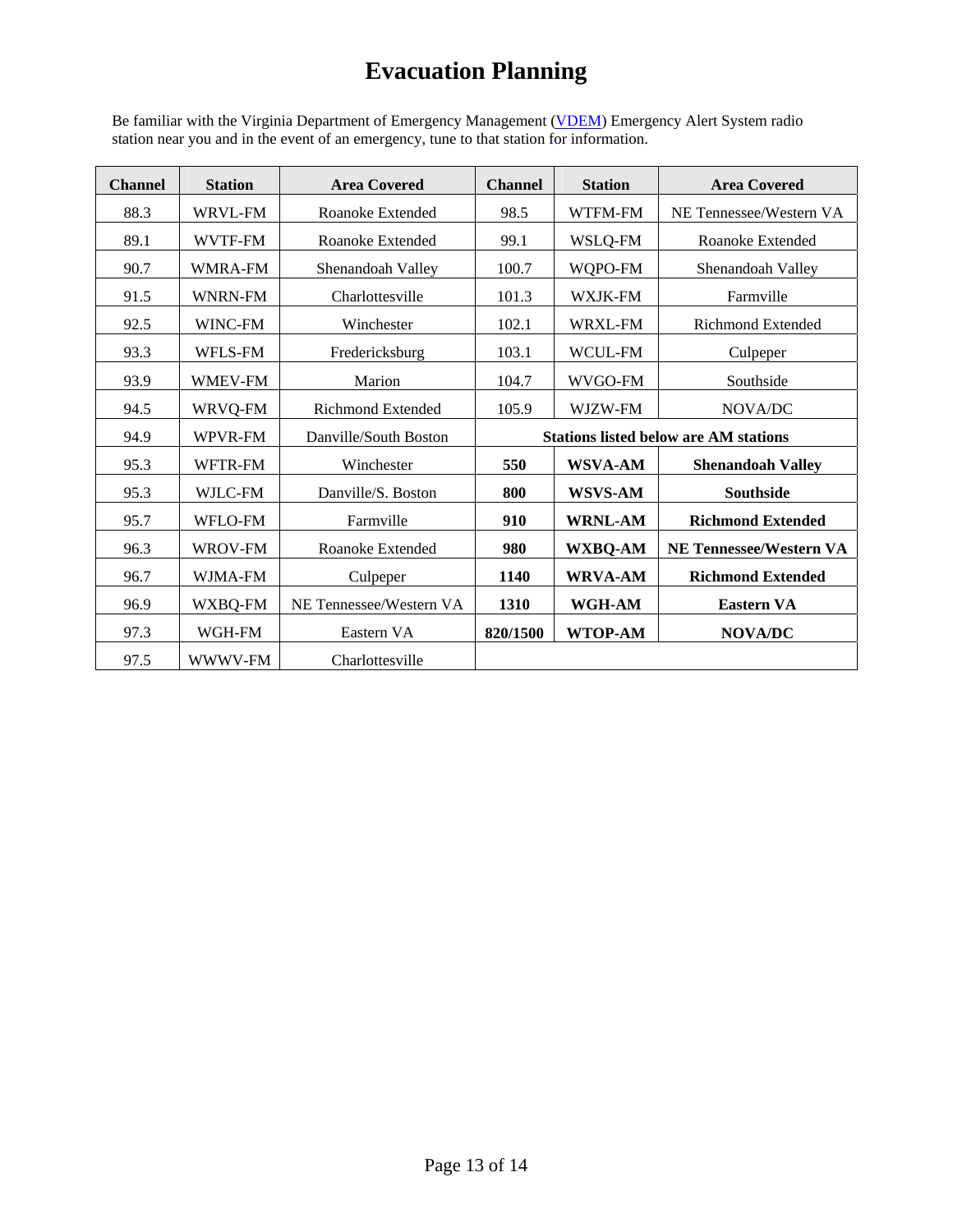# Evacuation Planning

Be familiar with the Virginia Department of Emergency Management (VDEM) Emergency Alert System radio station near you and in the event of an emergency, tune to that station for information.

| Channel | Station | Area Covered | Channel | Station | Area Covered |
|---|---|---|---|---|---|
| 88.3 | WRVL-FM | Roanoke Extended | 98.5 | WTFM-FM | NE Tennessee/Western VA |
| 89.1 | WVTF-FM | Roanoke Extended | 99.1 | WSLQ-FM | Roanoke Extended |
| 90.7 | WMRA-FM | Shenandoah Valley | 100.7 | WQPO-FM | Shenandoah Valley |
| 91.5 | WNRN-FM | Charlottesville | 101.3 | WXJK-FM | Farmville |
| 92.5 | WINC-FM | Winchester | 102.1 | WRXL-FM | Richmond Extended |
| 93.3 | WFLS-FM | Fredericksburg | 103.1 | WCUL-FM | Culpeper |
| 93.9 | WMEV-FM | Marion | 104.7 | WVGO-FM | Southside |
| 94.5 | WRVQ-FM | Richmond Extended | 105.9 | WJZW-FM | NOVA/DC |
| 94.9 | WPVR-FM | Danville/South Boston | **Stations listed below are AM stations** | | |
| 95.3 | WFTR-FM | Winchester | **550** | **WSVA-AM** | **Shenandoah Valley** |
| 95.3 | WJLC-FM | Danville/S. Boston | **800** | **WSVS-AM** | **Southside** |
| 95.7 | WFLO-FM | Farmville | **910** | **WRNL-AM** | **Richmond Extended** |
| 96.3 | WROV-FM | Roanoke Extended | **980** | **WXBQ-AM** | **NE Tennessee/Western VA** |
| 96.7 | WJMA-FM | Culpeper | **1140** | **WRVA-AM** | **Richmond Extended** |
| 96.9 | WXBQ-FM | NE Tennessee/Western VA | **1310** | **WGH-AM** | **Eastern VA** |
| 97.3 | WGH-FM | Eastern VA | **820/1500** | **WTOP-AM** | **NOVA/DC** |
| 97.5 | WWWV-FM | Charlottesville | | | |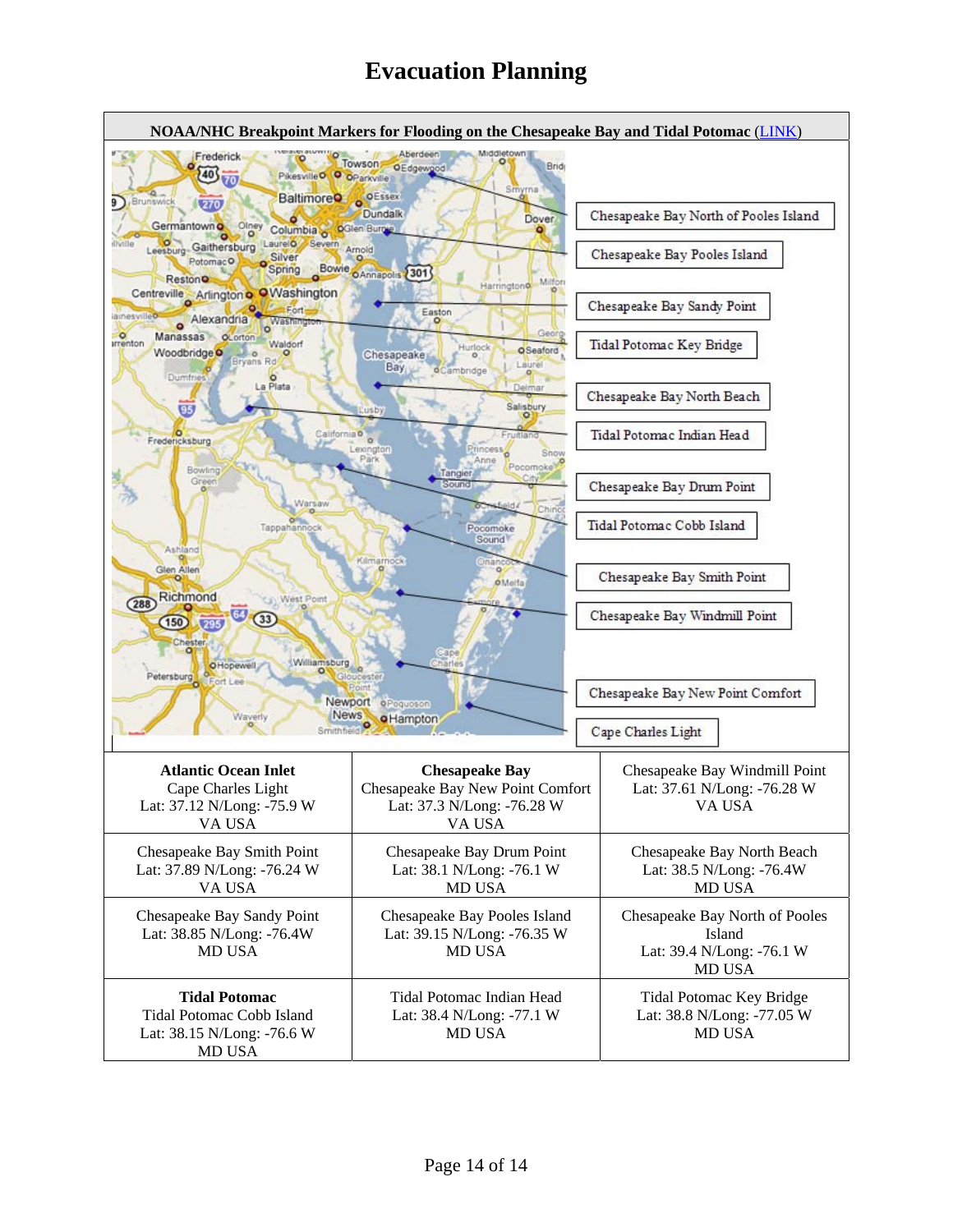# Evacuation Planning

**NOAA/NHC Breakpoint Markers for Flooding on the Chesapeake Bay and Tidal Potomac** (LINK)

Chesapeake Bay North of Pooles Island

Chesapeake Bay Pooles Island

Chesapeake Bay Sandy Point

Tidal Potomac Key Bridge

Chesapeake Bay North Beach

Tidal Potomac Indian Head

Chesapeake Bay Drum Point

Tidal Potomac Cobb Island

Chesapeake Bay Smith Point

Chesapeake Bay Windmill Point

Chesapeake Bay New Point Comfort

Cape Charles Light

| | | |
|---|---|---|
| **Atlantic Ocean Inlet**<br>Cape Charles Light<br>Lat: 37.12 N/Long: -75.9 W<br>VA USA | **Chesapeake Bay**<br>Chesapeake Bay New Point Comfort<br>Lat: 37.3 N/Long: -76.28 W<br>VA USA | Chesapeake Bay Windmill Point<br>Lat: 37.61 N/Long: -76.28 W<br>VA USA |
| Chesapeake Bay Smith Point<br>Lat: 37.89 N/Long: -76.24 W<br>VA USA | Chesapeake Bay Drum Point<br>Lat: 38.1 N/Long: -76.1 W<br>MD USA | Chesapeake Bay North Beach<br>Lat: 38.5 N/Long: -76.4W<br>MD USA |
| Chesapeake Bay Sandy Point<br>Lat: 38.85 N/Long: -76.4W<br>MD USA | Chesapeake Bay Pooles Island<br>Lat: 39.15 N/Long: -76.35 W<br>MD USA | Chesapeake Bay North of Pooles Island<br>Lat: 39.4 N/Long: -76.1 W<br>MD USA |
| **Tidal Potomac**<br>Tidal Potomac Cobb Island<br>Lat: 38.15 N/Long: -76.6 W<br>MD USA | Tidal Potomac Indian Head<br>Lat: 38.4 N/Long: -77.1 W<br>MD USA | Tidal Potomac Key Bridge<br>Lat: 38.8 N/Long: -77.05 W<br>MD USA |